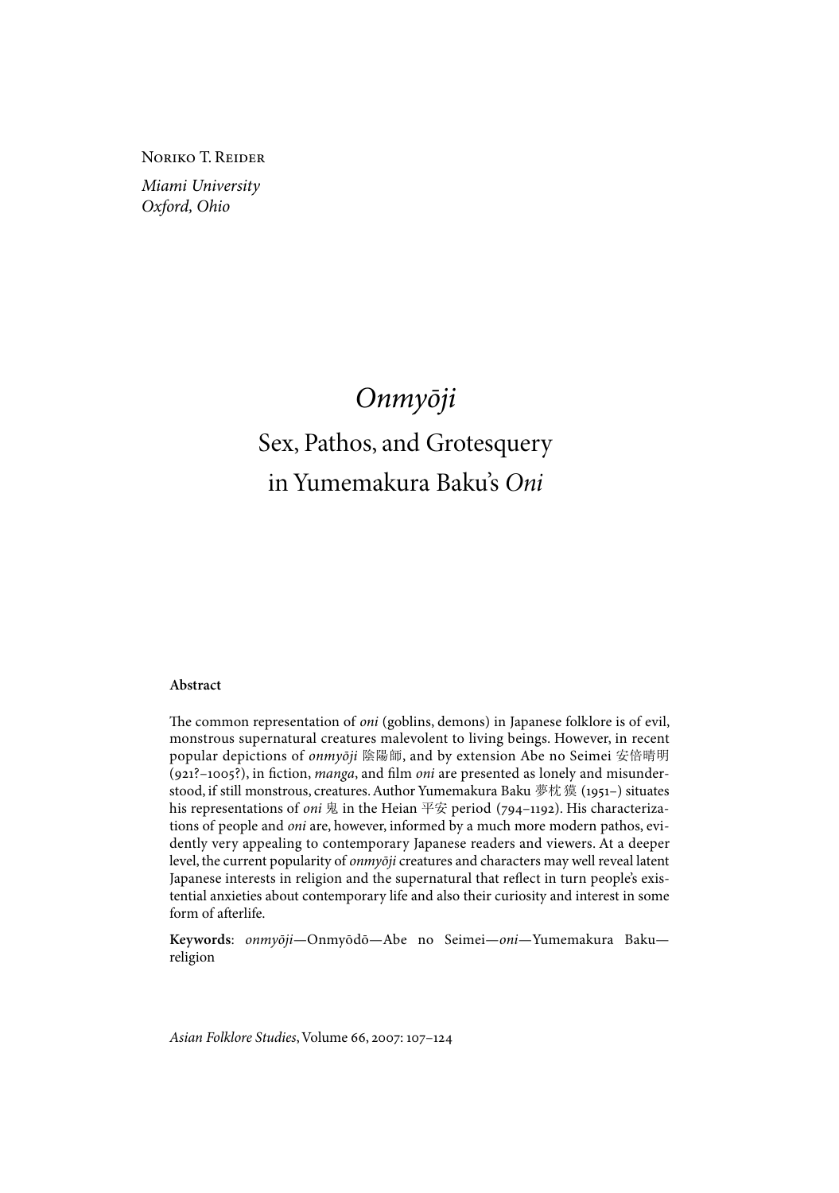Noriko T. Reider

*Miami University*
*Oxford, Ohio*

# *Onmyōji*
## Sex, Pathos, and Grotesquery in Yumemakura Baku's *Oni*

**Abstract**

The common representation of *oni* (goblins, demons) in Japanese folklore is of evil, monstrous supernatural creatures malevolent to living beings. However, in recent popular depictions of *onmyōji* 陰陽師, and by extension Abe no Seimei 安倍晴明 (921?–1005?), in fiction, *manga*, and film *oni* are presented as lonely and misunderstood, if still monstrous, creatures. Author Yumemakura Baku 夢枕獏 (1951–) situates his representations of *oni* 鬼 in the Heian 平安 period (794–1192). His characterizations of people and *oni* are, however, informed by a much more modern pathos, evidently very appealing to contemporary Japanese readers and viewers. At a deeper level, the current popularity of *onmyōji* creatures and characters may well reveal latent Japanese interests in religion and the supernatural that reflect in turn people's existential anxieties about contemporary life and also their curiosity and interest in some form of afterlife.

**Keywords**: *onmyōji*—Onmyōdō—Abe no Seimei—*oni*—Yumemakura Baku—religion

*Asian Folklore Studies*, Volume 66, 2007: 107–124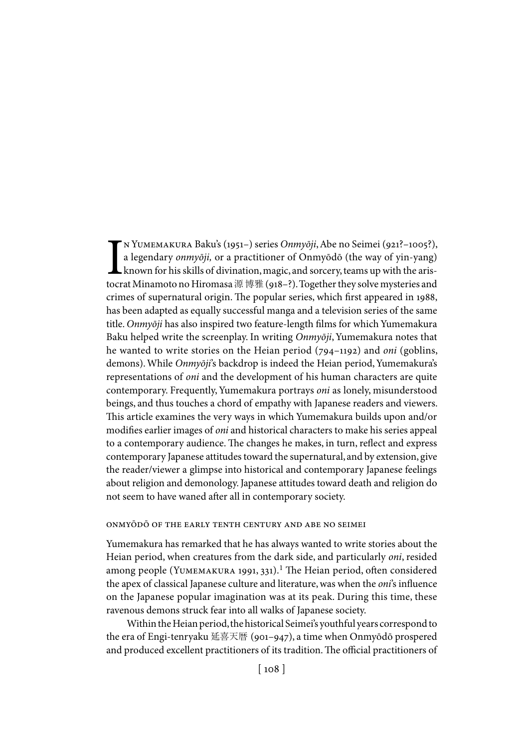In Yumemakura Baku's (1951–) series *Onmyōji*, Abe no Seimei (921?–1005?), a legendary *onmyōji,* or a practitioner of Onmyōdō (the way of yin-yang) known for his skills of divination, magic, and sorcery, teams up with the aristocrat Minamoto no Hiromasa 源 博雅 (918–?). Together they solve mysteries and crimes of supernatural origin. The popular series, which first appeared in 1988, has been adapted as equally successful manga and a television series of the same title. *Onmyōji* has also inspired two feature-length films for which Yumemakura Baku helped write the screenplay. In writing *Onmyōji*, Yumemakura notes that he wanted to write stories on the Heian period (794–1192) and *oni* (goblins, demons). While *Onmyōji*'s backdrop is indeed the Heian period, Yumemakura's representations of *oni* and the development of his human characters are quite contemporary. Frequently, Yumemakura portrays *oni* as lonely, misunderstood beings, and thus touches a chord of empathy with Japanese readers and viewers. This article examines the very ways in which Yumemakura builds upon and/or modifies earlier images of *oni* and historical characters to make his series appeal to a contemporary audience. The changes he makes, in turn, reflect and express contemporary Japanese attitudes toward the supernatural, and by extension, give the reader/viewer a glimpse into historical and contemporary Japanese feelings about religion and demonology. Japanese attitudes toward death and religion do not seem to have waned after all in contemporary society.

## Onmyōdō of the Early Tenth Century and Abe no Seimei

Yumemakura has remarked that he has always wanted to write stories about the Heian period, when creatures from the dark side, and particularly *oni*, resided among people (Yumemakura 1991, 331).[1] The Heian period, often considered the apex of classical Japanese culture and literature, was when the *oni*'s influence on the Japanese popular imagination was at its peak. During this time, these ravenous demons struck fear into all walks of Japanese society.

Within the Heian period, the historical Seimei's youthful years correspond to the era of Engi-tenryaku 延喜天暦 (901–947), a time when Onmyōdō prospered and produced excellent practitioners of its tradition. The official practitioners of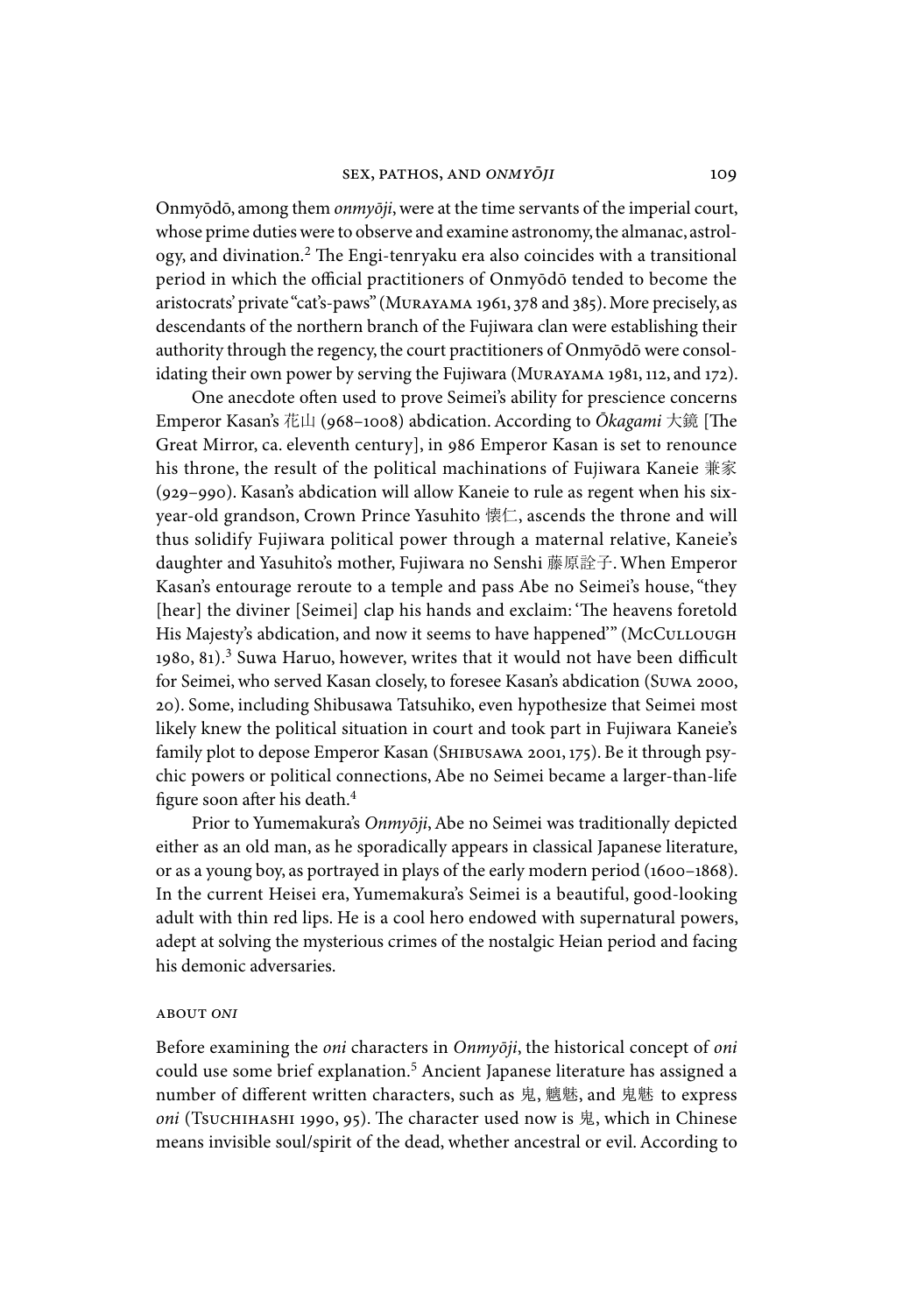Onmyōdō, among them *onmyōji*, were at the time servants of the imperial court, whose prime duties were to observe and examine astronomy, the almanac, astrology, and divination.[2] The Engi-tenryaku era also coincides with a transitional period in which the official practitioners of Onmyōdō tended to become the aristocrats' private "cat's-paws" (Murayama 1961, 378 and 385). More precisely, as descendants of the northern branch of the Fujiwara clan were establishing their authority through the regency, the court practitioners of Onmyōdō were consolidating their own power by serving the Fujiwara (Murayama 1981, 112, and 172).

One anecdote often used to prove Seimei's ability for prescience concerns Emperor Kasan's 花山 (968–1008) abdication. According to *Ōkagami* 大鏡 [The Great Mirror, ca. eleventh century], in 986 Emperor Kasan is set to renounce his throne, the result of the political machinations of Fujiwara Kaneie 兼家 (929–990). Kasan's abdication will allow Kaneie to rule as regent when his six-year-old grandson, Crown Prince Yasuhito 懐仁, ascends the throne and will thus solidify Fujiwara political power through a maternal relative, Kaneie's daughter and Yasuhito's mother, Fujiwara no Senshi 藤原詮子. When Emperor Kasan's entourage reroute to a temple and pass Abe no Seimei's house, "they [hear] the diviner [Seimei] clap his hands and exclaim: 'The heavens foretold His Majesty's abdication, and now it seems to have happened'" (McCullough 1980, 81).[3] Suwa Haruo, however, writes that it would not have been difficult for Seimei, who served Kasan closely, to foresee Kasan's abdication (Suwa 2000, 20). Some, including Shibusawa Tatsuhiko, even hypothesize that Seimei most likely knew the political situation in court and took part in Fujiwara Kaneie's family plot to depose Emperor Kasan (Shibusawa 2001, 175). Be it through psychic powers or political connections, Abe no Seimei became a larger-than-life figure soon after his death.[4]

Prior to Yumemakura's *Onmyōji*, Abe no Seimei was traditionally depicted either as an old man, as he sporadically appears in classical Japanese literature, or as a young boy, as portrayed in plays of the early modern period (1600–1868). In the current Heisei era, Yumemakura's Seimei is a beautiful, good-looking adult with thin red lips. He is a cool hero endowed with supernatural powers, adept at solving the mysterious crimes of the nostalgic Heian period and facing his demonic adversaries.

## ABOUT *ONI*

Before examining the *oni* characters in *Onmyōji*, the historical concept of *oni* could use some brief explanation.[5] Ancient Japanese literature has assigned a number of different written characters, such as 鬼, 魑魅, and 鬼魅 to express *oni* (Tsuchihashi 1990, 95). The character used now is 鬼, which in Chinese means invisible soul/spirit of the dead, whether ancestral or evil. According to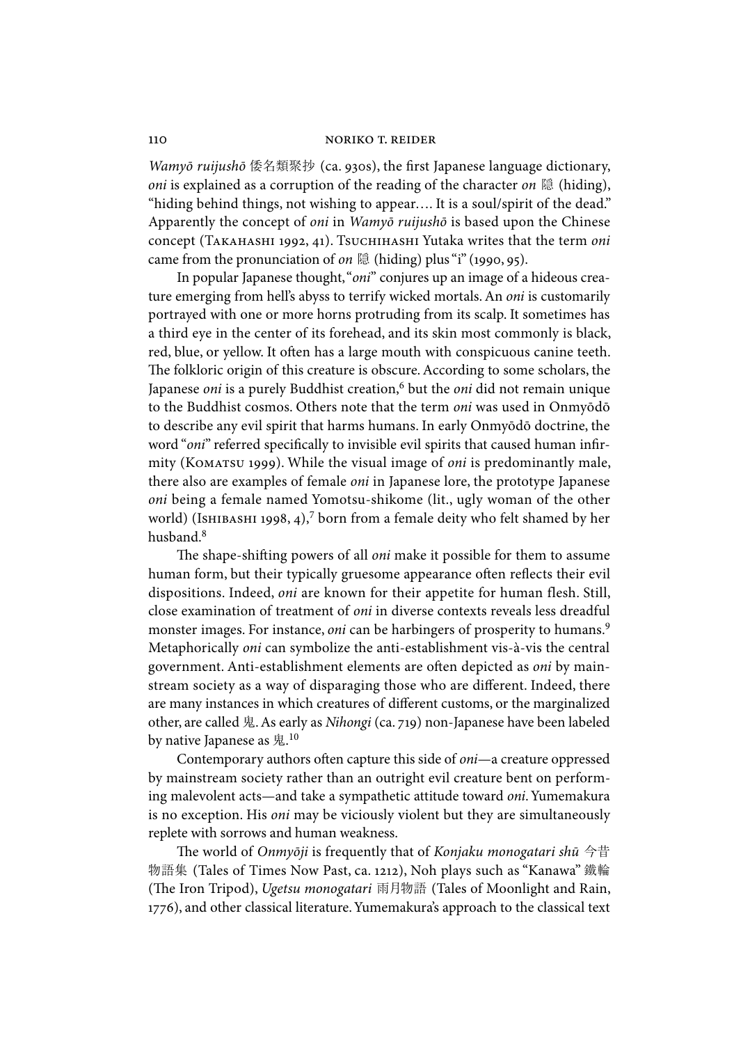*Wamyō ruijushō* 倭名類聚抄 (ca. 930s), the first Japanese language dictionary, *oni* is explained as a corruption of the reading of the character *on* 隠 (hiding), "hiding behind things, not wishing to appear.… It is a soul/spirit of the dead." Apparently the concept of *oni* in *Wamyō ruijushō* is based upon the Chinese concept (Takahashi 1992, 41). Tsuchihashi Yutaka writes that the term *oni* came from the pronunciation of *on* 隠 (hiding) plus "i" (1990, 95).

In popular Japanese thought, "*oni*" conjures up an image of a hideous creature emerging from hell's abyss to terrify wicked mortals. An *oni* is customarily portrayed with one or more horns protruding from its scalp. It sometimes has a third eye in the center of its forehead, and its skin most commonly is black, red, blue, or yellow. It often has a large mouth with conspicuous canine teeth. The folkloric origin of this creature is obscure. According to some scholars, the Japanese *oni* is a purely Buddhist creation,[6] but the *oni* did not remain unique to the Buddhist cosmos. Others note that the term *oni* was used in Onmyōdō to describe any evil spirit that harms humans. In early Onmyōdō doctrine, the word "*oni*" referred specifically to invisible evil spirits that caused human infirmity (Komatsu 1999). While the visual image of *oni* is predominantly male, there also are examples of female *oni* in Japanese lore, the prototype Japanese *oni* being a female named Yomotsu-shikome (lit., ugly woman of the other world) (Ishibashi 1998, 4),[7] born from a female deity who felt shamed by her husband.[8]

The shape-shifting powers of all *oni* make it possible for them to assume human form, but their typically gruesome appearance often reflects their evil dispositions. Indeed, *oni* are known for their appetite for human flesh. Still, close examination of treatment of *oni* in diverse contexts reveals less dreadful monster images. For instance, *oni* can be harbingers of prosperity to humans.[9] Metaphorically *oni* can symbolize the anti-establishment vis-à-vis the central government. Anti-establishment elements are often depicted as *oni* by mainstream society as a way of disparaging those who are different. Indeed, there are many instances in which creatures of different customs, or the marginalized other, are called 鬼. As early as *Nihongi* (ca. 719) non-Japanese have been labeled by native Japanese as 鬼.[10]

Contemporary authors often capture this side of *oni*—a creature oppressed by mainstream society rather than an outright evil creature bent on performing malevolent acts—and take a sympathetic attitude toward *oni*. Yumemakura is no exception. His *oni* may be viciously violent but they are simultaneously replete with sorrows and human weakness.

The world of *Onmyōji* is frequently that of *Konjaku monogatari shū* 今昔物語集 (Tales of Times Now Past, ca. 1212), Noh plays such as "Kanawa" 鐵輪 (The Iron Tripod), *Ugetsu monogatari* 雨月物語 (Tales of Moonlight and Rain, 1776), and other classical literature. Yumemakura's approach to the classical text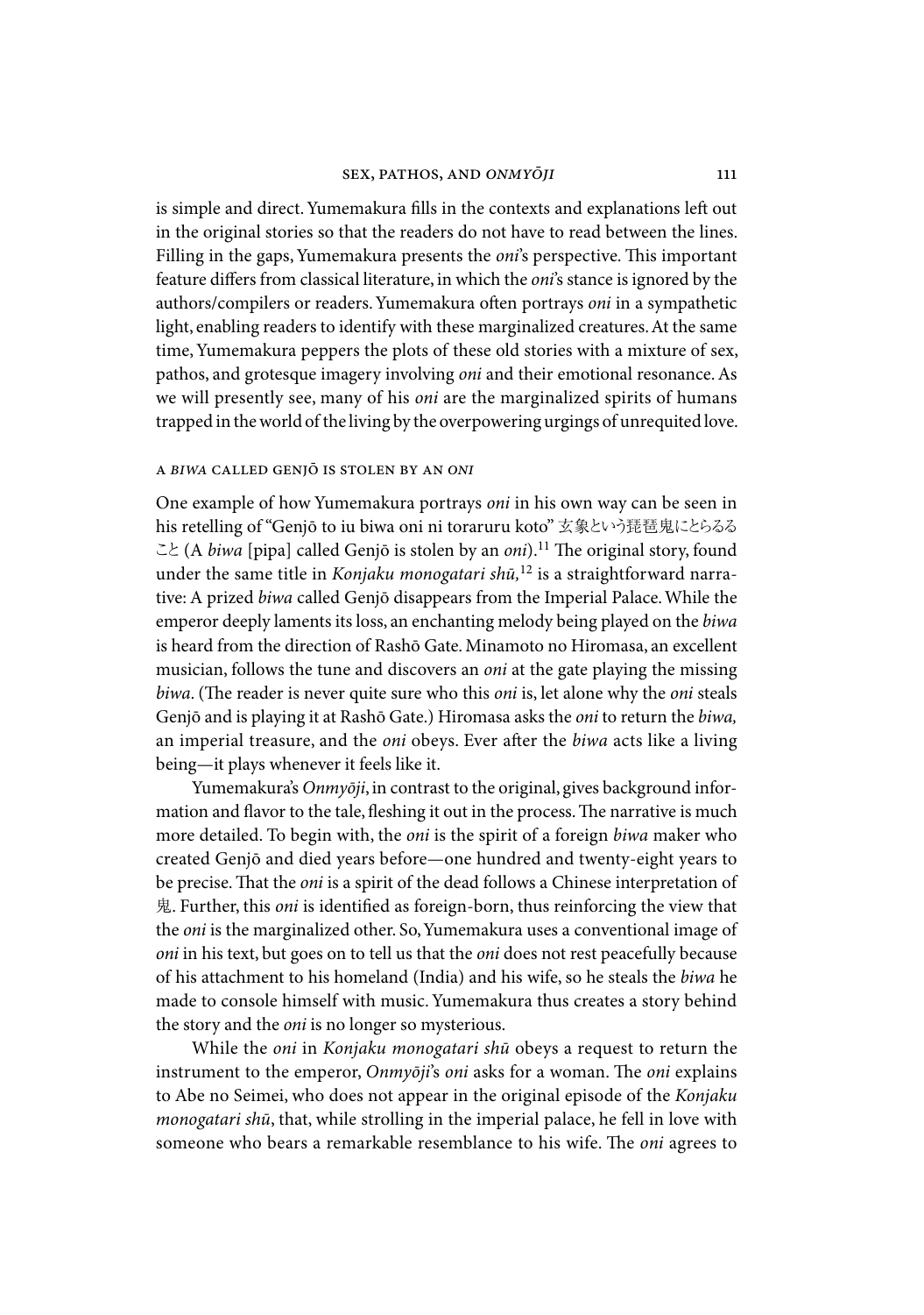is simple and direct. Yumemakura fills in the contexts and explanations left out in the original stories so that the readers do not have to read between the lines. Filling in the gaps, Yumemakura presents the *oni*'s perspective. This important feature differs from classical literature, in which the *oni*'s stance is ignored by the authors/compilers or readers. Yumemakura often portrays *oni* in a sympathetic light, enabling readers to identify with these marginalized creatures. At the same time, Yumemakura peppers the plots of these old stories with a mixture of sex, pathos, and grotesque imagery involving *oni* and their emotional resonance. As we will presently see, many of his *oni* are the marginalized spirits of humans trapped in the world of the living by the overpowering urgings of unrequited love.

## A *BIWA* CALLED GENJŌ IS STOLEN BY AN *ONI*

One example of how Yumemakura portrays *oni* in his own way can be seen in his retelling of "Genjō to iu biwa oni ni toraruru koto" 玄象という琵琶鬼にとらるること (A *biwa* [pipa] called Genjō is stolen by an *oni*).[11] The original story, found under the same title in *Konjaku monogatari shū*,[12] is a straightforward narrative: A prized *biwa* called Genjō disappears from the Imperial Palace. While the emperor deeply laments its loss, an enchanting melody being played on the *biwa* is heard from the direction of Rashō Gate. Minamoto no Hiromasa, an excellent musician, follows the tune and discovers an *oni* at the gate playing the missing *biwa*. (The reader is never quite sure who this *oni* is, let alone why the *oni* steals Genjō and is playing it at Rashō Gate.) Hiromasa asks the *oni* to return the *biwa,* an imperial treasure, and the *oni* obeys. Ever after the *biwa* acts like a living being—it plays whenever it feels like it.

Yumemakura's *Onmyōji*, in contrast to the original, gives background information and flavor to the tale, fleshing it out in the process. The narrative is much more detailed. To begin with, the *oni* is the spirit of a foreign *biwa* maker who created Genjō and died years before—one hundred and twenty-eight years to be precise. That the *oni* is a spirit of the dead follows a Chinese interpretation of 鬼. Further, this *oni* is identified as foreign-born, thus reinforcing the view that the *oni* is the marginalized other. So, Yumemakura uses a conventional image of *oni* in his text, but goes on to tell us that the *oni* does not rest peacefully because of his attachment to his homeland (India) and his wife, so he steals the *biwa* he made to console himself with music. Yumemakura thus creates a story behind the story and the *oni* is no longer so mysterious.

While the *oni* in *Konjaku monogatari shū* obeys a request to return the instrument to the emperor, *Onmyōji*'s *oni* asks for a woman. The *oni* explains to Abe no Seimei, who does not appear in the original episode of the *Konjaku monogatari shū*, that, while strolling in the imperial palace, he fell in love with someone who bears a remarkable resemblance to his wife. The *oni* agrees to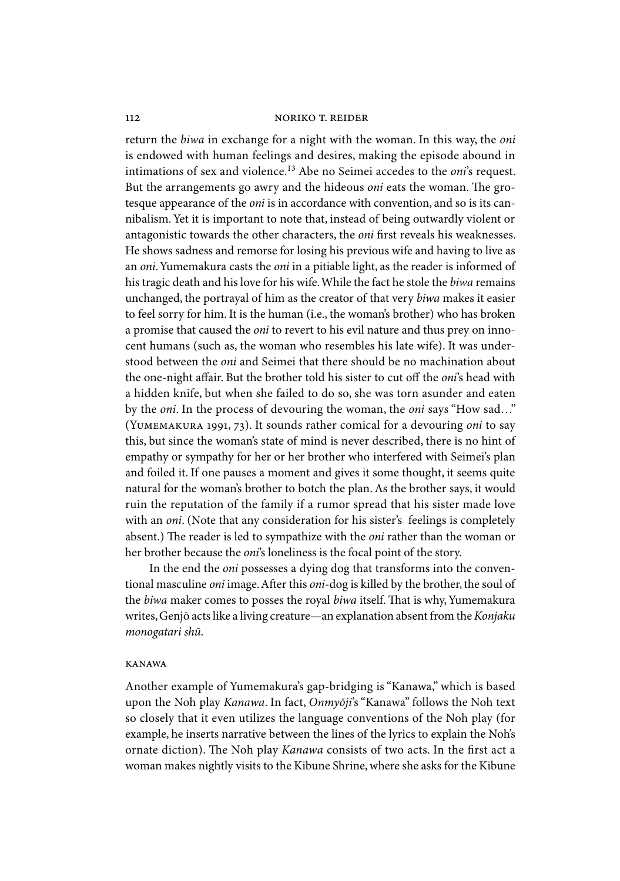return the *biwa* in exchange for a night with the woman. In this way, the *oni* is endowed with human feelings and desires, making the episode abound in intimations of sex and violence.[13] Abe no Seimei accedes to the *oni*'s request. But the arrangements go awry and the hideous *oni* eats the woman. The grotesque appearance of the *oni* is in accordance with convention, and so is its cannibalism. Yet it is important to note that, instead of being outwardly violent or antagonistic towards the other characters, the *oni* first reveals his weaknesses. He shows sadness and remorse for losing his previous wife and having to live as an *oni*. Yumemakura casts the *oni* in a pitiable light, as the reader is informed of his tragic death and his love for his wife. While the fact he stole the *biwa* remains unchanged, the portrayal of him as the creator of that very *biwa* makes it easier to feel sorry for him. It is the human (i.e., the woman's brother) who has broken a promise that caused the *oni* to revert to his evil nature and thus prey on innocent humans (such as, the woman who resembles his late wife). It was understood between the *oni* and Seimei that there should be no machination about the one-night affair. But the brother told his sister to cut off the *oni*'s head with a hidden knife, but when she failed to do so, she was torn asunder and eaten by the *oni*. In the process of devouring the woman, the *oni* says "How sad…" (Yumemakura 1991, 73). It sounds rather comical for a devouring *oni* to say this, but since the woman's state of mind is never described, there is no hint of empathy or sympathy for her or her brother who interfered with Seimei's plan and foiled it. If one pauses a moment and gives it some thought, it seems quite natural for the woman's brother to botch the plan. As the brother says, it would ruin the reputation of the family if a rumor spread that his sister made love with an *oni*. (Note that any consideration for his sister's feelings is completely absent.) The reader is led to sympathize with the *oni* rather than the woman or her brother because the *oni*'s loneliness is the focal point of the story.

In the end the *oni* possesses a dying dog that transforms into the conventional masculine *oni* image. After this *oni*-dog is killed by the brother, the soul of the *biwa* maker comes to posses the royal *biwa* itself. That is why, Yumemakura writes, Genjō acts like a living creature—an explanation absent from the *Konjaku monogatari shū*.

### kanawa

Another example of Yumemakura's gap-bridging is "Kanawa," which is based upon the Noh play *Kanawa*. In fact, *Onmyōji*'s "Kanawa" follows the Noh text so closely that it even utilizes the language conventions of the Noh play (for example, he inserts narrative between the lines of the lyrics to explain the Noh's ornate diction). The Noh play *Kanawa* consists of two acts. In the first act a woman makes nightly visits to the Kibune Shrine, where she asks for the Kibune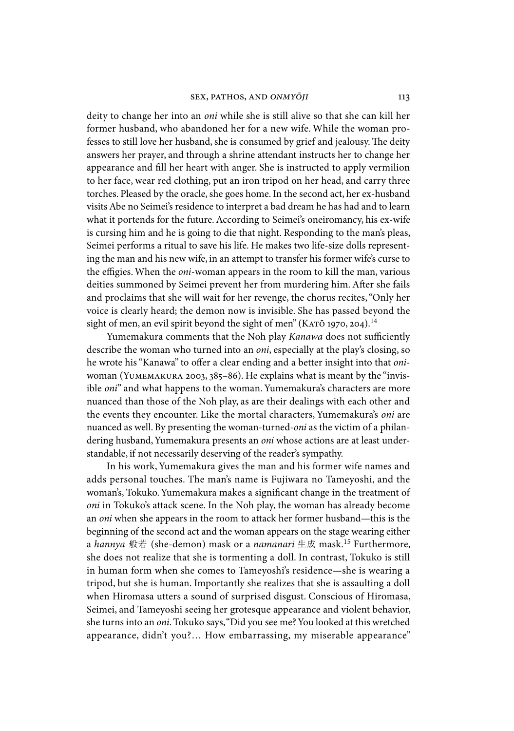deity to change her into an *oni* while she is still alive so that she can kill her former husband, who abandoned her for a new wife. While the woman professes to still love her husband, she is consumed by grief and jealousy. The deity answers her prayer, and through a shrine attendant instructs her to change her appearance and fill her heart with anger. She is instructed to apply vermilion to her face, wear red clothing, put an iron tripod on her head, and carry three torches. Pleased by the oracle, she goes home. In the second act, her ex-husband visits Abe no Seimei's residence to interpret a bad dream he has had and to learn what it portends for the future. According to Seimei's oneiromancy, his ex-wife is cursing him and he is going to die that night. Responding to the man's pleas, Seimei performs a ritual to save his life. He makes two life-size dolls representing the man and his new wife, in an attempt to transfer his former wife's curse to the effigies. When the *oni*-woman appears in the room to kill the man, various deities summoned by Seimei prevent her from murdering him. After she fails and proclaims that she will wait for her revenge, the chorus recites, "Only her voice is clearly heard; the demon now is invisible. She has passed beyond the sight of men, an evil spirit beyond the sight of men" (Katō 1970, 204).[14]

Yumemakura comments that the Noh play *Kanawa* does not sufficiently describe the woman who turned into an *oni*, especially at the play's closing, so he wrote his "Kanawa" to offer a clear ending and a better insight into that *oni*-woman (Yumemakura 2003, 385–86). He explains what is meant by the "invisible *oni*" and what happens to the woman. Yumemakura's characters are more nuanced than those of the Noh play, as are their dealings with each other and the events they encounter. Like the mortal characters, Yumemakura's *oni* are nuanced as well. By presenting the woman-turned-*oni* as the victim of a philandering husband, Yumemakura presents an *oni* whose actions are at least understandable, if not necessarily deserving of the reader's sympathy.

In his work, Yumemakura gives the man and his former wife names and adds personal touches. The man's name is Fujiwara no Tameyoshi, and the woman's, Tokuko. Yumemakura makes a significant change in the treatment of *oni* in Tokuko's attack scene. In the Noh play, the woman has already become an *oni* when she appears in the room to attack her former husband—this is the beginning of the second act and the woman appears on the stage wearing either a *hannya* 般若 (she-demon) mask or a *namanari* 生成 mask.[15] Furthermore, she does not realize that she is tormenting a doll. In contrast, Tokuko is still in human form when she comes to Tameyoshi's residence—she is wearing a tripod, but she is human. Importantly she realizes that she is assaulting a doll when Hiromasa utters a sound of surprised disgust. Conscious of Hiromasa, Seimei, and Tameyoshi seeing her grotesque appearance and violent behavior, she turns into an *oni*. Tokuko says, "Did you see me? You looked at this wretched appearance, didn't you?… How embarrassing, my miserable appearance"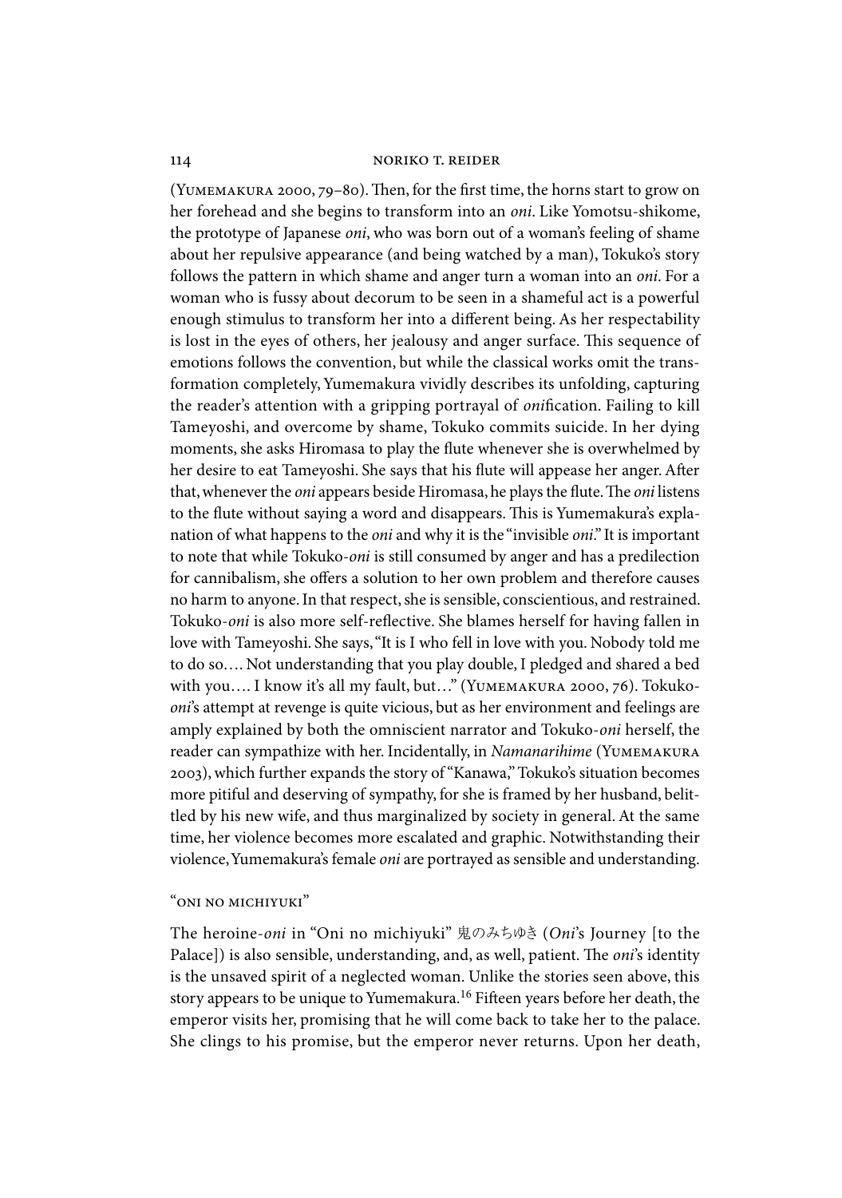(Yumemakura 2000, 79–80). Then, for the first time, the horns start to grow on her forehead and she begins to transform into an *oni*. Like Yomotsu-shikome, the prototype of Japanese *oni*, who was born out of a woman's feeling of shame about her repulsive appearance (and being watched by a man), Tokuko's story follows the pattern in which shame and anger turn a woman into an *oni*. For a woman who is fussy about decorum to be seen in a shameful act is a powerful enough stimulus to transform her into a different being. As her respectability is lost in the eyes of others, her jealousy and anger surface. This sequence of emotions follows the convention, but while the classical works omit the transformation completely, Yumemakura vividly describes its unfolding, capturing the reader's attention with a gripping portrayal of *oni*fication. Failing to kill Tameyoshi, and overcome by shame, Tokuko commits suicide. In her dying moments, she asks Hiromasa to play the flute whenever she is overwhelmed by her desire to eat Tameyoshi. She says that his flute will appease her anger. After that, whenever the *oni* appears beside Hiromasa, he plays the flute. The *oni* listens to the flute without saying a word and disappears. This is Yumemakura's explanation of what happens to the *oni* and why it is the "invisible *oni*." It is important to note that while Tokuko-*oni* is still consumed by anger and has a predilection for cannibalism, she offers a solution to her own problem and therefore causes no harm to anyone. In that respect, she is sensible, conscientious, and restrained. Tokuko-*oni* is also more self-reflective. She blames herself for having fallen in love with Tameyoshi. She says, "It is I who fell in love with you. Nobody told me to do so…. Not understanding that you play double, I pledged and shared a bed with you…. I know it's all my fault, but…" (Yumemakura 2000, 76). Tokuko-*oni*'s attempt at revenge is quite vicious, but as her environment and feelings are amply explained by both the omniscient narrator and Tokuko-*oni* herself, the reader can sympathize with her. Incidentally, in *Namanarihime* (Yumemakura 2003), which further expands the story of "Kanawa," Tokuko's situation becomes more pitiful and deserving of sympathy, for she is framed by her husband, belittled by his new wife, and thus marginalized by society in general. At the same time, her violence becomes more escalated and graphic. Notwithstanding their violence, Yumemakura's female *oni* are portrayed as sensible and understanding.

## "Oni no michiyuki"

The heroine-*oni* in "Oni no michiyuki" 鬼のみちゆき (*Oni*'s Journey [to the Palace]) is also sensible, understanding, and, as well, patient. The *oni*'s identity is the unsaved spirit of a neglected woman. Unlike the stories seen above, this story appears to be unique to Yumemakura.[16] Fifteen years before her death, the emperor visits her, promising that he will come back to take her to the palace. She clings to his promise, but the emperor never returns. Upon her death,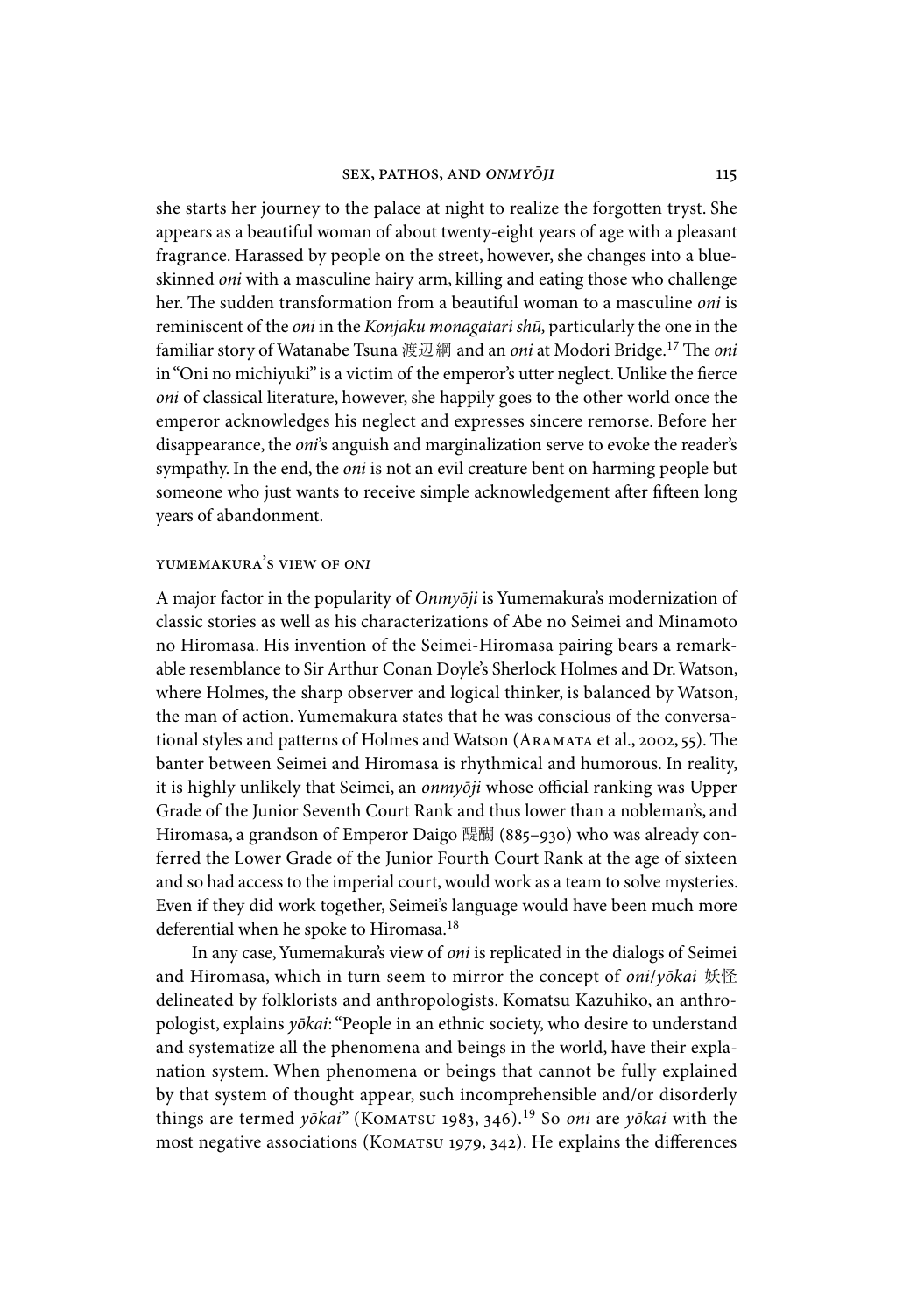she starts her journey to the palace at night to realize the forgotten tryst. She appears as a beautiful woman of about twenty-eight years of age with a pleasant fragrance. Harassed by people on the street, however, she changes into a blue-skinned *oni* with a masculine hairy arm, killing and eating those who challenge her. The sudden transformation from a beautiful woman to a masculine *oni* is reminiscent of the *oni* in the *Konjaku monogatari shū*, particularly the one in the familiar story of Watanabe Tsuna 渡辺綱 and an *oni* at Modori Bridge.[17] The *oni* in "Oni no michiyuki" is a victim of the emperor's utter neglect. Unlike the fierce *oni* of classical literature, however, she happily goes to the other world once the emperor acknowledges his neglect and expresses sincere remorse. Before her disappearance, the *oni*'s anguish and marginalization serve to evoke the reader's sympathy. In the end, the *oni* is not an evil creature bent on harming people but someone who just wants to receive simple acknowledgement after fifteen long years of abandonment.

### YUMEMAKURA'S VIEW OF *ONI*

A major factor in the popularity of *Onmyōji* is Yumemakura's modernization of classic stories as well as his characterizations of Abe no Seimei and Minamoto no Hiromasa. His invention of the Seimei-Hiromasa pairing bears a remarkable resemblance to Sir Arthur Conan Doyle's Sherlock Holmes and Dr. Watson, where Holmes, the sharp observer and logical thinker, is balanced by Watson, the man of action. Yumemakura states that he was conscious of the conversational styles and patterns of Holmes and Watson (Aramata et al., 2002, 55). The banter between Seimei and Hiromasa is rhythmical and humorous. In reality, it is highly unlikely that Seimei, an *onmyōji* whose official ranking was Upper Grade of the Junior Seventh Court Rank and thus lower than a nobleman's, and Hiromasa, a grandson of Emperor Daigo 醍醐 (885–930) who was already conferred the Lower Grade of the Junior Fourth Court Rank at the age of sixteen and so had access to the imperial court, would work as a team to solve mysteries. Even if they did work together, Seimei's language would have been much more deferential when he spoke to Hiromasa.[18]

In any case, Yumemakura's view of *oni* is replicated in the dialogs of Seimei and Hiromasa, which in turn seem to mirror the concept of *oni*/*yōkai* 妖怪 delineated by folklorists and anthropologists. Komatsu Kazuhiko, an anthropologist, explains *yōkai*: "People in an ethnic society, who desire to understand and systematize all the phenomena and beings in the world, have their explanation system. When phenomena or beings that cannot be fully explained by that system of thought appear, such incomprehensible and/or disorderly things are termed *yōkai*" (Komatsu 1983, 346).[19] So *oni* are *yōkai* with the most negative associations (Komatsu 1979, 342). He explains the differences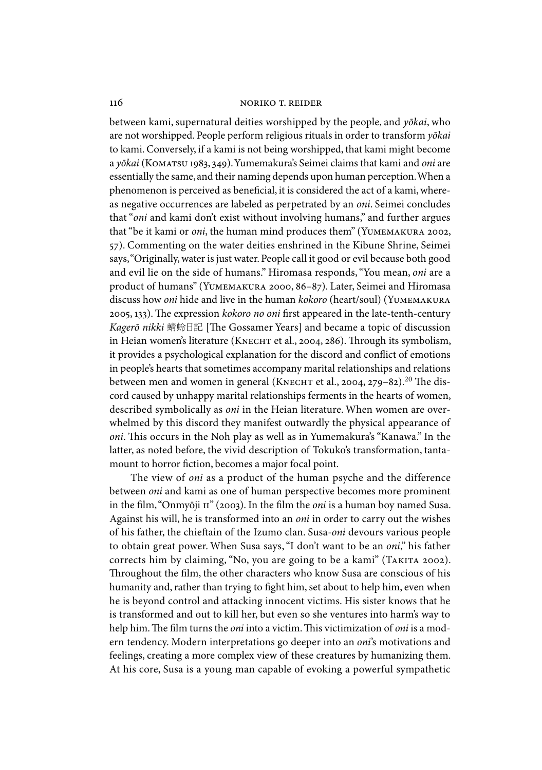between kami, supernatural deities worshipped by the people, and *yōkai*, who are not worshipped. People perform religious rituals in order to transform *yōkai* to kami. Conversely, if a kami is not being worshipped, that kami might become a *yōkai* (Komatsu 1983, 349). Yumemakura's Seimei claims that kami and *oni* are essentially the same, and their naming depends upon human perception. When a phenomenon is perceived as beneficial, it is considered the act of a kami, whereas negative occurrences are labeled as perpetrated by an *oni*. Seimei concludes that "*oni* and kami don't exist without involving humans," and further argues that "be it kami or *oni*, the human mind produces them" (Yumemakura 2002, 57). Commenting on the water deities enshrined in the Kibune Shrine, Seimei says, "Originally, water is just water. People call it good or evil because both good and evil lie on the side of humans." Hiromasa responds, "You mean, *oni* are a product of humans" (Yumemakura 2000, 86–87). Later, Seimei and Hiromasa discuss how *oni* hide and live in the human *kokoro* (heart/soul) (Yumemakura 2005, 133). The expression *kokoro no oni* first appeared in the late-tenth-century *Kagerō nikki* 蜻蛉日記 [The Gossamer Years] and became a topic of discussion in Heian women's literature (Knecht et al., 2004, 286). Through its symbolism, it provides a psychological explanation for the discord and conflict of emotions in people's hearts that sometimes accompany marital relationships and relations between men and women in general (Knecht et al., 2004, 279–82).[20] The discord caused by unhappy marital relationships ferments in the hearts of women, described symbolically as *oni* in the Heian literature. When women are overwhelmed by this discord they manifest outwardly the physical appearance of *oni*. This occurs in the Noh play as well as in Yumemakura's "Kanawa." In the latter, as noted before, the vivid description of Tokuko's transformation, tantamount to horror fiction, becomes a major focal point.

The view of *oni* as a product of the human psyche and the difference between *oni* and kami as one of human perspective becomes more prominent in the film, "Onmyōji II" (2003). In the film the *oni* is a human boy named Susa. Against his will, he is transformed into an *oni* in order to carry out the wishes of his father, the chieftain of the Izumo clan. Susa-*oni* devours various people to obtain great power. When Susa says, "I don't want to be an *oni*," his father corrects him by claiming, "No, you are going to be a kami" (Takita 2002). Throughout the film, the other characters who know Susa are conscious of his humanity and, rather than trying to fight him, set about to help him, even when he is beyond control and attacking innocent victims. His sister knows that he is transformed and out to kill her, but even so she ventures into harm's way to help him. The film turns the *oni* into a victim. This victimization of *oni* is a modern tendency. Modern interpretations go deeper into an *oni*'s motivations and feelings, creating a more complex view of these creatures by humanizing them. At his core, Susa is a young man capable of evoking a powerful sympathetic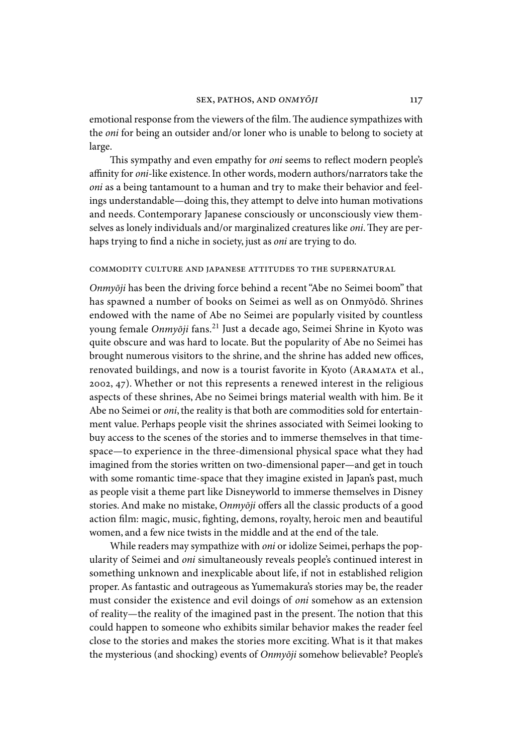emotional response from the viewers of the film. The audience sympathizes with the *oni* for being an outsider and/or loner who is unable to belong to society at large.

This sympathy and even empathy for *oni* seems to reflect modern people's affinity for *oni*-like existence. In other words, modern authors/narrators take the *oni* as a being tantamount to a human and try to make their behavior and feelings understandable—doing this, they attempt to delve into human motivations and needs. Contemporary Japanese consciously or unconsciously view themselves as lonely individuals and/or marginalized creatures like *oni*. They are perhaps trying to find a niche in society, just as *oni* are trying to do.

### COMMODITY CULTURE AND JAPANESE ATTITUDES TO THE SUPERNATURAL

*Onmyōji* has been the driving force behind a recent "Abe no Seimei boom" that has spawned a number of books on Seimei as well as on Onmyōdō. Shrines endowed with the name of Abe no Seimei are popularly visited by countless young female *Onmyōji* fans.[21] Just a decade ago, Seimei Shrine in Kyoto was quite obscure and was hard to locate. But the popularity of Abe no Seimei has brought numerous visitors to the shrine, and the shrine has added new offices, renovated buildings, and now is a tourist favorite in Kyoto (Aramata et al., 2002, 47). Whether or not this represents a renewed interest in the religious aspects of these shrines, Abe no Seimei brings material wealth with him. Be it Abe no Seimei or *oni*, the reality is that both are commodities sold for entertainment value. Perhaps people visit the shrines associated with Seimei looking to buy access to the scenes of the stories and to immerse themselves in that time-space—to experience in the three-dimensional physical space what they had imagined from the stories written on two-dimensional paper—and get in touch with some romantic time-space that they imagine existed in Japan's past, much as people visit a theme part like Disneyworld to immerse themselves in Disney stories. And make no mistake, *Onmyōji* offers all the classic products of a good action film: magic, music, fighting, demons, royalty, heroic men and beautiful women, and a few nice twists in the middle and at the end of the tale.

While readers may sympathize with *oni* or idolize Seimei, perhaps the popularity of Seimei and *oni* simultaneously reveals people's continued interest in something unknown and inexplicable about life, if not in established religion proper. As fantastic and outrageous as Yumemakura's stories may be, the reader must consider the existence and evil doings of *oni* somehow as an extension of reality—the reality of the imagined past in the present. The notion that this could happen to someone who exhibits similar behavior makes the reader feel close to the stories and makes the stories more exciting. What is it that makes the mysterious (and shocking) events of *Onmyōji* somehow believable? People's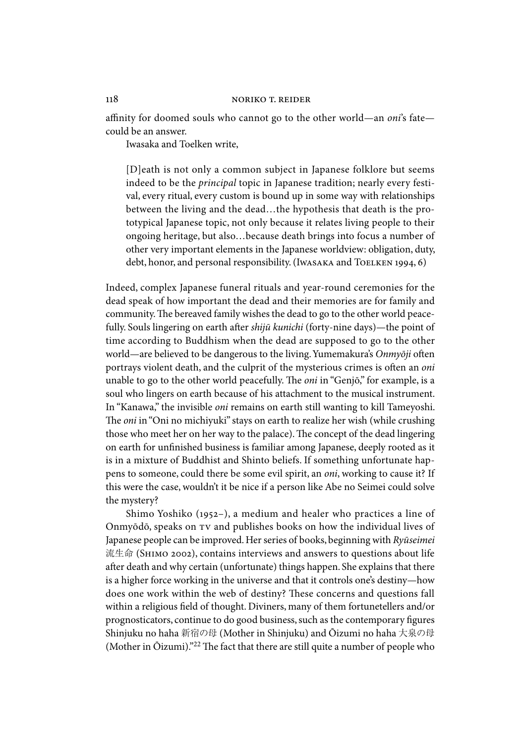affinity for doomed souls who cannot go to the other world—an *oni*'s fate—could be an answer.

Iwasaka and Toelken write,

> [D]eath is not only a common subject in Japanese folklore but seems indeed to be the *principal* topic in Japanese tradition; nearly every festival, every ritual, every custom is bound up in some way with relationships between the living and the dead…the hypothesis that death is the prototypical Japanese topic, not only because it relates living people to their ongoing heritage, but also…because death brings into focus a number of other very important elements in the Japanese worldview: obligation, duty, debt, honor, and personal responsibility. (Iwasaka and Toelken 1994, 6)

Indeed, complex Japanese funeral rituals and year-round ceremonies for the dead speak of how important the dead and their memories are for family and community. The bereaved family wishes the dead to go to the other world peacefully. Souls lingering on earth after *shijū kunichi* (forty-nine days)—the point of time according to Buddhism when the dead are supposed to go to the other world—are believed to be dangerous to the living. Yumemakura's *Onmyōji* often portrays violent death, and the culprit of the mysterious crimes is often an *oni* unable to go to the other world peacefully. The *oni* in "Genjō," for example, is a soul who lingers on earth because of his attachment to the musical instrument. In "Kanawa," the invisible *oni* remains on earth still wanting to kill Tameyoshi. The *oni* in "Oni no michiyuki" stays on earth to realize her wish (while crushing those who meet her on her way to the palace). The concept of the dead lingering on earth for unfinished business is familiar among Japanese, deeply rooted as it is in a mixture of Buddhist and Shinto beliefs. If something unfortunate happens to someone, could there be some evil spirit, an *oni*, working to cause it? If this were the case, wouldn't it be nice if a person like Abe no Seimei could solve the mystery?

Shimo Yoshiko (1952–), a medium and healer who practices a line of Onmyōdō, speaks on TV and publishes books on how the individual lives of Japanese people can be improved. Her series of books, beginning with *Ryūseimei* 流生命 (Shimo 2002), contains interviews and answers to questions about life after death and why certain (unfortunate) things happen. She explains that there is a higher force working in the universe and that it controls one's destiny—how does one work within the web of destiny? These concerns and questions fall within a religious field of thought. Diviners, many of them fortunetellers and/or prognosticators, continue to do good business, such as the contemporary figures Shinjuku no haha 新宿の母 (Mother in Shinjuku) and Ōizumi no haha 大泉の母 (Mother in Ōizumi)."[22] The fact that there are still quite a number of people who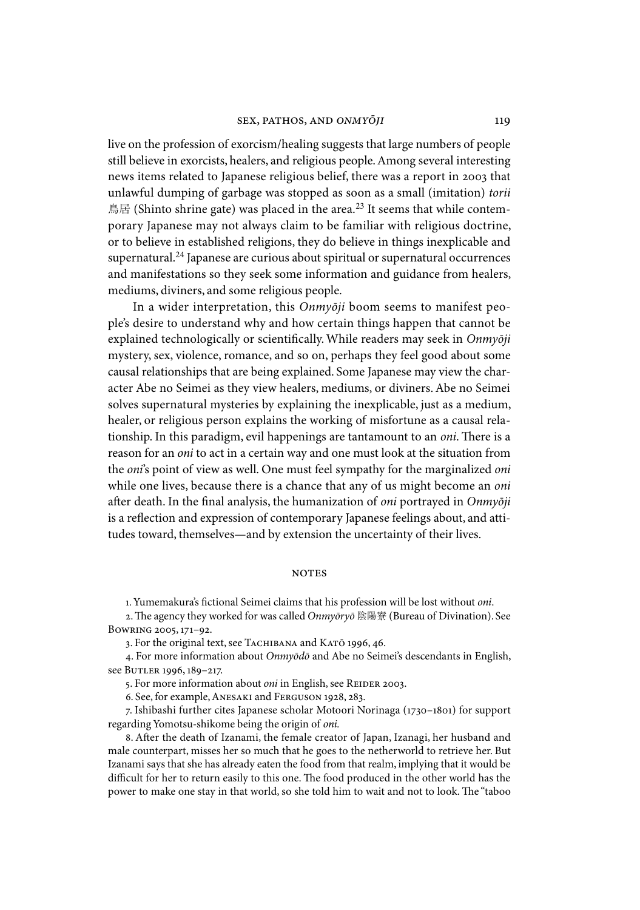live on the profession of exorcism/healing suggests that large numbers of people still believe in exorcists, healers, and religious people. Among several interesting news items related to Japanese religious belief, there was a report in 2003 that unlawful dumping of garbage was stopped as soon as a small (imitation) *torii* 鳥居 (Shinto shrine gate) was placed in the area.[23] It seems that while contemporary Japanese may not always claim to be familiar with religious doctrine, or to believe in established religions, they do believe in things inexplicable and supernatural.[24] Japanese are curious about spiritual or supernatural occurrences and manifestations so they seek some information and guidance from healers, mediums, diviners, and some religious people.

In a wider interpretation, this *Onmyōji* boom seems to manifest people's desire to understand why and how certain things happen that cannot be explained technologically or scientifically. While readers may seek in *Onmyōji* mystery, sex, violence, romance, and so on, perhaps they feel good about some causal relationships that are being explained. Some Japanese may view the character Abe no Seimei as they view healers, mediums, or diviners. Abe no Seimei solves supernatural mysteries by explaining the inexplicable, just as a medium, healer, or religious person explains the working of misfortune as a causal relationship. In this paradigm, evil happenings are tantamount to an *oni*. There is a reason for an *oni* to act in a certain way and one must look at the situation from the *oni*'s point of view as well. One must feel sympathy for the marginalized *oni* while one lives, because there is a chance that any of us might become an *oni* after death. In the final analysis, the humanization of *oni* portrayed in *Onmyōji* is a reflection and expression of contemporary Japanese feelings about, and attitudes toward, themselves—and by extension the uncertainty of their lives.

## NOTES

1. Yumemakura's fictional Seimei claims that his profession will be lost without *oni*.

2. The agency they worked for was called *Onmyōryō* 陰陽寮 (Bureau of Divination). See Bowring 2005, 171–92.

3. For the original text, see Tachibana and Katō 1996, 46.

4. For more information about *Onmyōdō* and Abe no Seimei's descendants in English, see Butler 1996, 189–217.

5. For more information about *oni* in English, see Reider 2003.

6. See, for example, Anesaki and Ferguson 1928, 283.

7. Ishibashi further cites Japanese scholar Motoori Norinaga (1730–1801) for support regarding Yomotsu-shikome being the origin of *oni.*

8. After the death of Izanami, the female creator of Japan, Izanagi, her husband and male counterpart, misses her so much that he goes to the netherworld to retrieve her. But Izanami says that she has already eaten the food from that realm, implying that it would be difficult for her to return easily to this one. The food produced in the other world has the power to make one stay in that world, so she told him to wait and not to look. The "taboo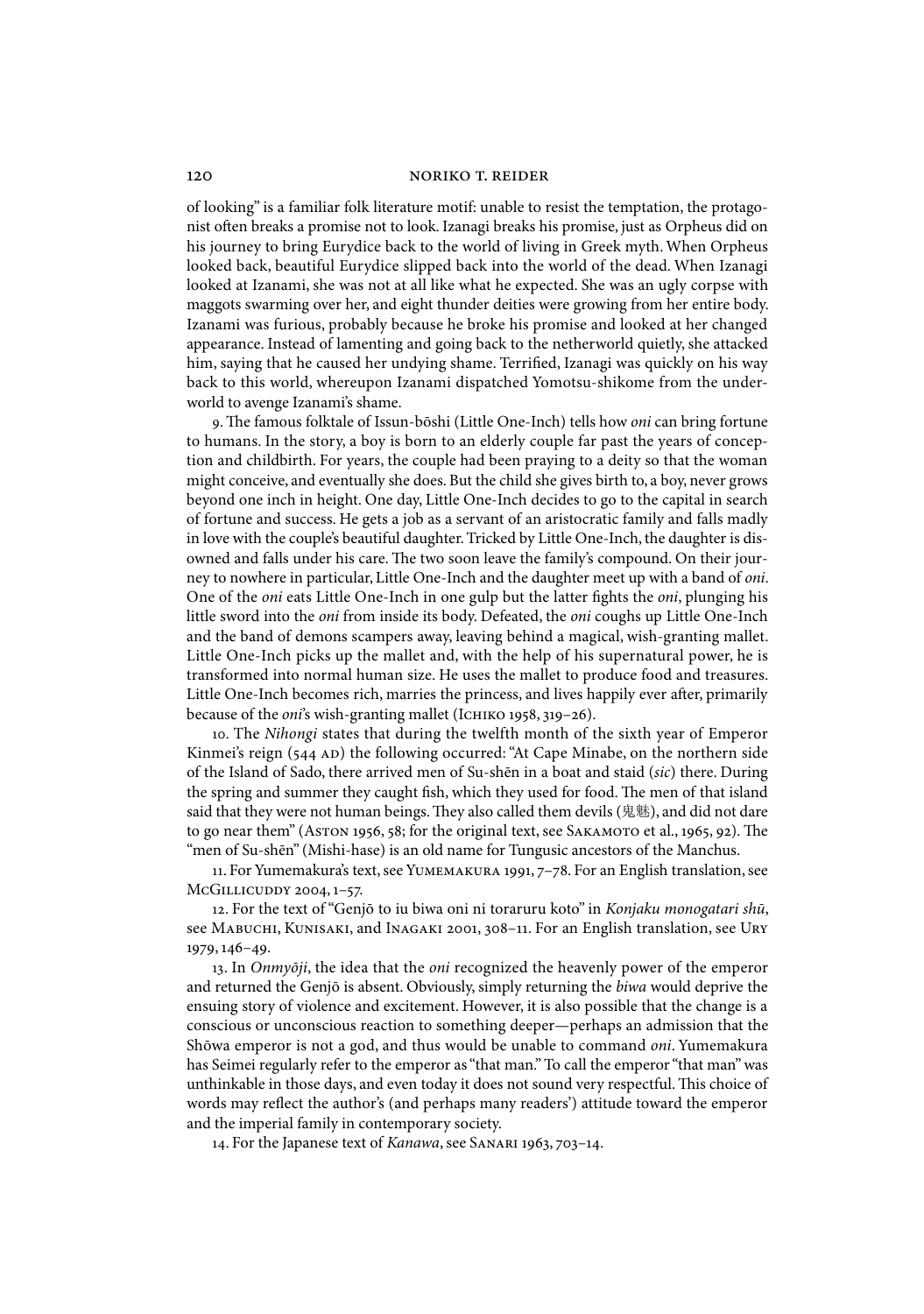of looking" is a familiar folk literature motif: unable to resist the temptation, the protagonist often breaks a promise not to look. Izanagi breaks his promise, just as Orpheus did on his journey to bring Eurydice back to the world of living in Greek myth. When Orpheus looked back, beautiful Eurydice slipped back into the world of the dead. When Izanagi looked at Izanami, she was not at all like what he expected. She was an ugly corpse with maggots swarming over her, and eight thunder deities were growing from her entire body. Izanami was furious, probably because he broke his promise and looked at her changed appearance. Instead of lamenting and going back to the netherworld quietly, she attacked him, saying that he caused her undying shame. Terrified, Izanagi was quickly on his way back to this world, whereupon Izanami dispatched Yomotsu-shikome from the underworld to avenge Izanami's shame.

9. The famous folktale of Issun-bōshi (Little One-Inch) tells how *oni* can bring fortune to humans. In the story, a boy is born to an elderly couple far past the years of conception and childbirth. For years, the couple had been praying to a deity so that the woman might conceive, and eventually she does. But the child she gives birth to, a boy, never grows beyond one inch in height. One day, Little One-Inch decides to go to the capital in search of fortune and success. He gets a job as a servant of an aristocratic family and falls madly in love with the couple's beautiful daughter. Tricked by Little One-Inch, the daughter is disowned and falls under his care. The two soon leave the family's compound. On their journey to nowhere in particular, Little One-Inch and the daughter meet up with a band of *oni*. One of the *oni* eats Little One-Inch in one gulp but the latter fights the *oni*, plunging his little sword into the *oni* from inside its body. Defeated, the *oni* coughs up Little One-Inch and the band of demons scampers away, leaving behind a magical, wish-granting mallet. Little One-Inch picks up the mallet and, with the help of his supernatural power, he is transformed into normal human size. He uses the mallet to produce food and treasures. Little One-Inch becomes rich, marries the princess, and lives happily ever after, primarily because of the *oni*'s wish-granting mallet (Ichiko 1958, 319–26).

10. The *Nihongi* states that during the twelfth month of the sixth year of Emperor Kinmei's reign (544 AD) the following occurred: "At Cape Minabe, on the northern side of the Island of Sado, there arrived men of Su-shēn in a boat and staid (*sic*) there. During the spring and summer they caught fish, which they used for food. The men of that island said that they were not human beings. They also called them devils (鬼魅), and did not dare to go near them" (Aston 1956, 58; for the original text, see Sakamoto et al., 1965, 92). The "men of Su-shēn" (Mishi-hase) is an old name for Tungusic ancestors of the Manchus.

11. For Yumemakura's text, see Yumemakura 1991, 7–78. For an English translation, see McGillicuddy 2004, 1–57.

12. For the text of "Genjō to iu biwa oni ni toraruru koto" in *Konjaku monogatari shū*, see Mabuchi, Kunisaki, and Inagaki 2001, 308–11. For an English translation, see Ury 1979, 146–49.

13. In *Onmyōji*, the idea that the *oni* recognized the heavenly power of the emperor and returned the Genjō is absent. Obviously, simply returning the *biwa* would deprive the ensuing story of violence and excitement. However, it is also possible that the change is a conscious or unconscious reaction to something deeper—perhaps an admission that the Shōwa emperor is not a god, and thus would be unable to command *oni*. Yumemakura has Seimei regularly refer to the emperor as "that man." To call the emperor "that man" was unthinkable in those days, and even today it does not sound very respectful. This choice of words may reflect the author's (and perhaps many readers') attitude toward the emperor and the imperial family in contemporary society.

14. For the Japanese text of *Kanawa*, see Sanari 1963, 703–14.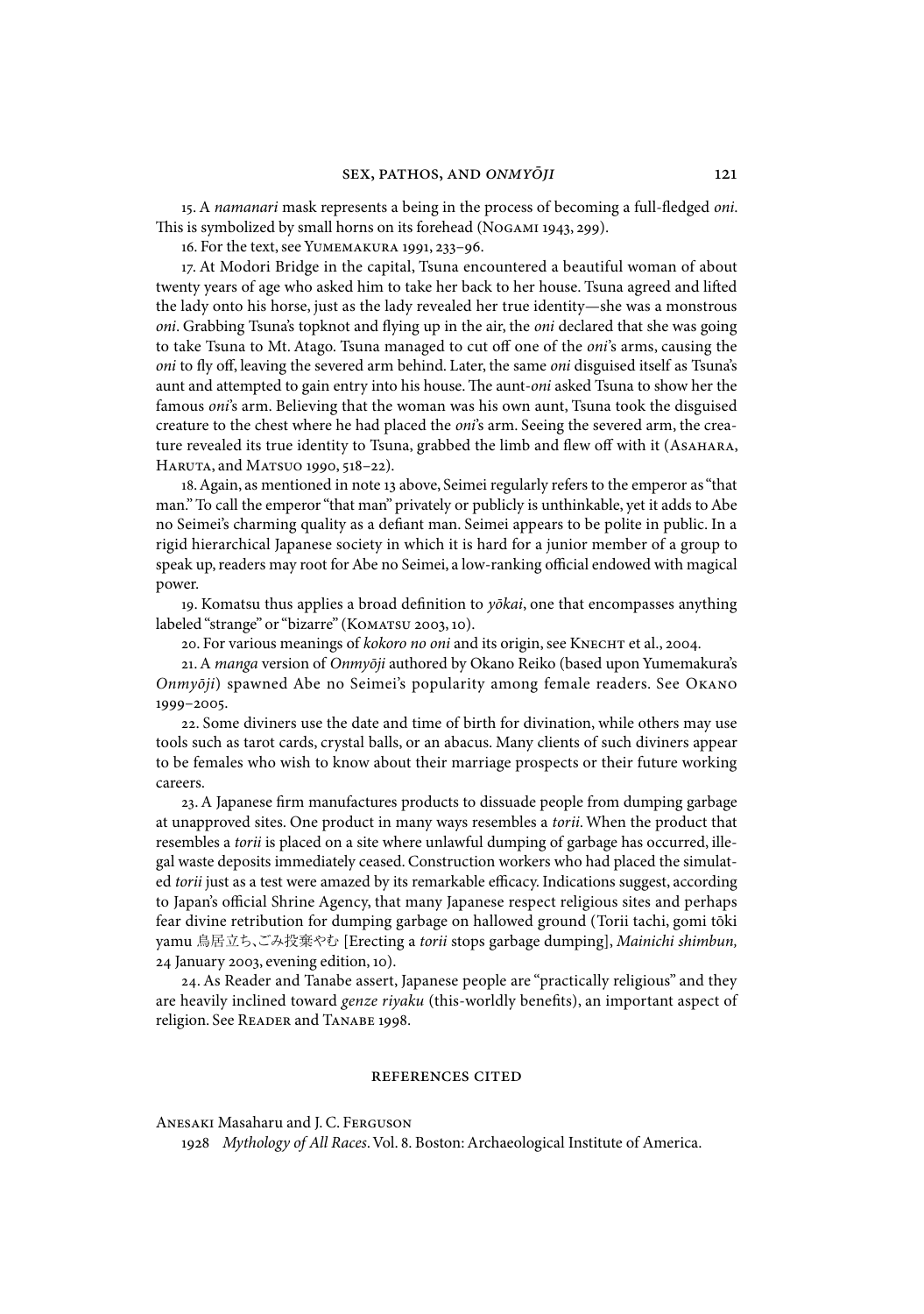15. A *namanari* mask represents a being in the process of becoming a full-fledged *oni*. This is symbolized by small horns on its forehead (Nogami 1943, 299).

16. For the text, see Yumemakura 1991, 233–96.

17. At Modori Bridge in the capital, Tsuna encountered a beautiful woman of about twenty years of age who asked him to take her back to her house. Tsuna agreed and lifted the lady onto his horse, just as the lady revealed her true identity—she was a monstrous *oni*. Grabbing Tsuna's topknot and flying up in the air, the *oni* declared that she was going to take Tsuna to Mt. Atago. Tsuna managed to cut off one of the *oni*'s arms, causing the *oni* to fly off, leaving the severed arm behind. Later, the same *oni* disguised itself as Tsuna's aunt and attempted to gain entry into his house. The aunt-*oni* asked Tsuna to show her the famous *oni*'s arm. Believing that the woman was his own aunt, Tsuna took the disguised creature to the chest where he had placed the *oni*'s arm. Seeing the severed arm, the creature revealed its true identity to Tsuna, grabbed the limb and flew off with it (Asahara, Haruta, and Matsuo 1990, 518–22).

18. Again, as mentioned in note 13 above, Seimei regularly refers to the emperor as "that man." To call the emperor "that man" privately or publicly is unthinkable, yet it adds to Abe no Seimei's charming quality as a defiant man. Seimei appears to be polite in public. In a rigid hierarchical Japanese society in which it is hard for a junior member of a group to speak up, readers may root for Abe no Seimei, a low-ranking official endowed with magical power.

19. Komatsu thus applies a broad definition to *yōkai*, one that encompasses anything labeled "strange" or "bizarre" (Komatsu 2003, 10).

20. For various meanings of *kokoro no oni* and its origin, see Knecht et al., 2004.

21. A *manga* version of *Onmyōji* authored by Okano Reiko (based upon Yumemakura's *Onmyōji*) spawned Abe no Seimei's popularity among female readers. See Okano 1999–2005.

22. Some diviners use the date and time of birth for divination, while others may use tools such as tarot cards, crystal balls, or an abacus. Many clients of such diviners appear to be females who wish to know about their marriage prospects or their future working careers.

23. A Japanese firm manufactures products to dissuade people from dumping garbage at unapproved sites. One product in many ways resembles a *torii*. When the product that resembles a *torii* is placed on a site where unlawful dumping of garbage has occurred, illegal waste deposits immediately ceased. Construction workers who had placed the simulated *torii* just as a test were amazed by its remarkable efficacy. Indications suggest, according to Japan's official Shrine Agency, that many Japanese respect religious sites and perhaps fear divine retribution for dumping garbage on hallowed ground (Torii tachi, gomi tōki yamu 鳥居立ち、ごみ投棄やむ [Erecting a *torii* stops garbage dumping], *Mainichi shimbun,* 24 January 2003, evening edition, 10).

24. As Reader and Tanabe assert, Japanese people are "practically religious" and they are heavily inclined toward *genze riyaku* (this-worldly benefits), an important aspect of religion. See Reader and Tanabe 1998.

## REFERENCES CITED

Anesaki Masaharu and J. C. Ferguson

1928 *Mythology of All Races*. Vol. 8. Boston: Archaeological Institute of America.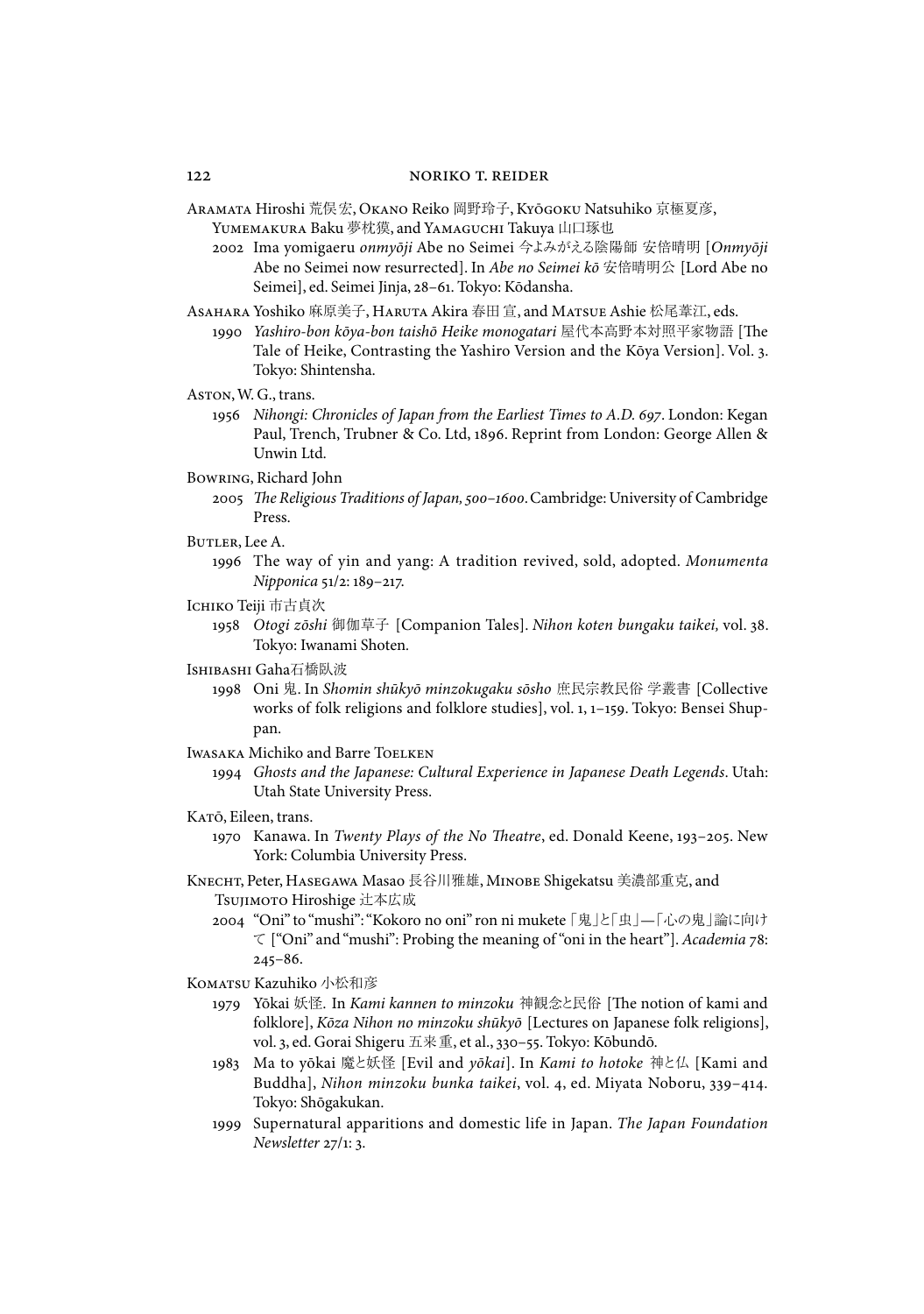Aramata Hiroshi 荒俣宏, Okano Reiko 岡野玲子, Kyōgoku Natsuhiko 京極夏彦, Yumemakura Baku 夢枕獏, and Yamaguchi Takuya 山口琢也

2002 Ima yomigaeru *onmyōji* Abe no Seimei 今よみがえる陰陽師 安倍晴明 [*Onmyōji* Abe no Seimei now resurrected]. In *Abe no Seimei kō* 安倍晴明公 [Lord Abe no Seimei], ed. Seimei Jinja, 28–61. Tokyo: Kōdansha.

Asahara Yoshiko 麻原美子, Haruta Akira 春田宣, and Matsue Ashie 松尾葦江, eds.

1990 *Yashiro-bon kōya-bon taishō Heike monogatari* 屋代本高野本対照平家物語 [The Tale of Heike, Contrasting the Yashiro Version and the Kōya Version]. Vol. 3. Tokyo: Shintensha.

Aston, W. G., trans.

1956 *Nihongi: Chronicles of Japan from the Earliest Times to A.D. 697*. London: Kegan Paul, Trench, Trubner & Co. Ltd, 1896. Reprint from London: George Allen & Unwin Ltd.

Bowring, Richard John

2005 *The Religious Traditions of Japan, 500–1600*. Cambridge: University of Cambridge Press.

Butler, Lee A.

1996 The way of yin and yang: A tradition revived, sold, adopted. *Monumenta Nipponica* 51/2: 189–217.

Ichiko Teiji 市古貞次

1958 *Otogi zōshi* 御伽草子 [Companion Tales]. *Nihon koten bungaku taikei,* vol. 38. Tokyo: Iwanami Shoten.

Ishibashi Gaha石橋臥波

1998 Oni 鬼. In *Shomin shūkyō minzokugaku sōsho* 庶民宗教民俗 学叢書 [Collective works of folk religions and folklore studies], vol. 1, 1–159. Tokyo: Bensei Shuppan.

Iwasaka Michiko and Barre Toelken

1994 *Ghosts and the Japanese: Cultural Experience in Japanese Death Legends*. Utah: Utah State University Press.

Katō, Eileen, trans.

1970 Kanawa. In *Twenty Plays of the No Theatre*, ed. Donald Keene, 193–205. New York: Columbia University Press.

Knecht, Peter, Hasegawa Masao 長谷川雅雄, Minobe Shigekatsu 美濃部重克, and Tsujimoto Hiroshige 辻本広成

2004 "Oni" to "mushi": "Kokoro no oni" ron ni mukete 「鬼」と「虫」—「心の鬼」論に向けて ["Oni" and "mushi": Probing the meaning of "oni in the heart"]. *Academia* 78: 245–86.

Komatsu Kazuhiko 小松和彦

1979 Yōkai 妖怪. In *Kami kannen to minzoku* 神観念と民俗 [The notion of kami and folklore], *Kōza Nihon no minzoku shūkyō* [Lectures on Japanese folk religions], vol. 3, ed. Gorai Shigeru 五来重, et al., 330–55. Tokyo: Kōbundō.

1983 Ma to yōkai 魔と妖怪 [Evil and *yōkai*]. In *Kami to hotoke* 神と仏 [Kami and Buddha], *Nihon minzoku bunka taikei*, vol. 4, ed. Miyata Noboru, 339–414. Tokyo: Shōgakukan.

1999 Supernatural apparitions and domestic life in Japan. *The Japan Foundation Newsletter* 27/1: 3.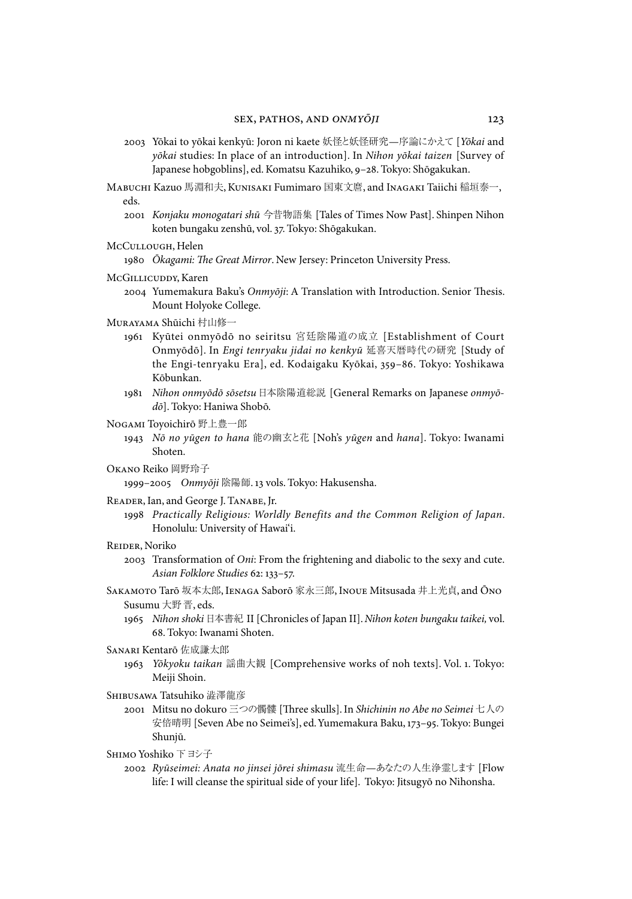2003 Yōkai to yōkai kenkyū: Joron ni kaete 妖怪と妖怪研究—序論にかえて [*Yōkai* and *yōkai* studies: In place of an introduction]. In *Nihon yōkai taizen* [Survey of Japanese hobgoblins], ed. Komatsu Kazuhiko, 9–28. Tokyo: Shōgakukan.

Mabuchi Kazuo 馬淵和夫, Kunisaki Fumimaro 国東文麿, and Inagaki Taiichi 稲垣泰一, eds.

2001 *Konjaku monogatari shū* 今昔物語集 [Tales of Times Now Past]. Shinpen Nihon koten bungaku zenshū, vol. 37. Tokyo: Shōgakukan.

McCullough, Helen

1980 *Ōkagami: The Great Mirror*. New Jersey: Princeton University Press.

McGillicuddy, Karen

2004 Yumemakura Baku's *Onmyōji*: A Translation with Introduction. Senior Thesis. Mount Holyoke College.

Murayama Shūichi 村山修一

1961 Kyūtei onmyōdō no seiritsu 宮廷陰陽道の成立 [Establishment of Court Onmyōdō]. In *Engi tenryaku jidai no kenkyū* 延喜天暦時代の研究 [Study of the Engi-tenryaku Era], ed. Kodaigaku Kyōkai, 359–86. Tokyo: Yoshikawa Kōbunkan.

1981 *Nihon onmyōdō sōsetsu* 日本陰陽道総説 [General Remarks on Japanese *onmyōdō*]. Tokyo: Haniwa Shobō.

Nogami Toyoichirō 野上豊一郎

1943 *Nō no yūgen to hana* 能の幽玄と花 [Noh's *yūgen* and *hana*]. Tokyo: Iwanami Shoten.

Okano Reiko 岡野玲子

1999–2005 *Onmyōji* 陰陽師. 13 vols. Tokyo: Hakusensha.

Reader, Ian, and George J. Tanabe, Jr.

1998 *Practically Religious: Worldly Benefits and the Common Religion of Japan*. Honolulu: University of Hawai'i.

Reider, Noriko

2003 Transformation of *Oni*: From the frightening and diabolic to the sexy and cute. *Asian Folklore Studies* 62: 133–57.

Sakamoto Tarō 坂本太郎, Ienaga Saborō 家永三郎, Inoue Mitsusada 井上光貞, and Ōno Susumu 大野 晋, eds.

1965 *Nihon shoki* 日本書紀 II [Chronicles of Japan II]. *Nihon koten bungaku taikei,* vol. 68. Tokyo: Iwanami Shoten.

Sanari Kentarō 佐成謙太郎

1963 *Yōkyoku taikan* 謡曲大観 [Comprehensive works of noh texts]. Vol. 1. Tokyo: Meiji Shoin.

Shibusawa Tatsuhiko 澁澤龍彦

2001 Mitsu no dokuro 三つの髑髏 [Three skulls]. In *Shichinin no Abe no Seimei* 七人の安倍晴明 [Seven Abe no Seimei's], ed. Yumemakura Baku, 173–95. Tokyo: Bungei Shunjū.

Shimo Yoshiko 下ヨシ子

2002 *Ryūseimei: Anata no jinsei jōrei shimasu* 流生命—あなたの人生浄霊します [Flow life: I will cleanse the spiritual side of your life]. Tokyo: Jitsugyō no Nihonsha.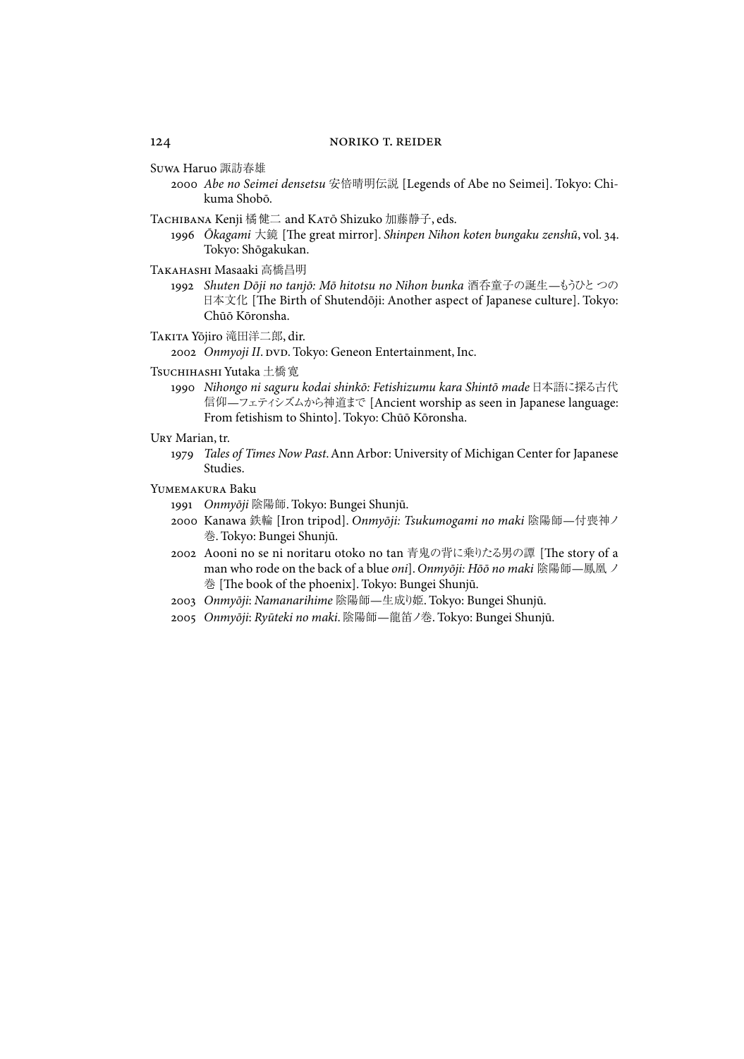Suwa Haruo 諏訪春雄

2000 *Abe no Seimei densetsu* 安倍晴明伝説 [Legends of Abe no Seimei]. Tokyo: Chikuma Shobō.

Tachibana Kenji 橘健二 and Katō Shizuko 加藤静子, eds.

1996 *Ōkagami* 大鏡 [The great mirror]. *Shinpen Nihon koten bungaku zenshū*, vol. 34. Tokyo: Shōgakukan.

Takahashi Masaaki 高橋昌明

1992 *Shuten Dōji no tanjō: Mō hitotsu no Nihon bunka* 酒呑童子の誕生—もうひと つの日本文化 [The Birth of Shutendōji: Another aspect of Japanese culture]. Tokyo: Chūō Kōronsha.

Takita Yōjiro 滝田洋二郎, dir.

2002 *Onmyoji II*. DVD. Tokyo: Geneon Entertainment, Inc.

Tsuchihashi Yutaka 土橋寛

1990 *Nihongo ni saguru kodai shinkō: Fetishizumu kara Shintō made* 日本語に探る古代信仰—フェティシズムから神道まで [Ancient worship as seen in Japanese language: From fetishism to Shinto]. Tokyo: Chūō Kōronsha.

Ury Marian, tr.

1979 *Tales of Times Now Past*. Ann Arbor: University of Michigan Center for Japanese Studies.

Yumemakura Baku

1991 *Onmyōji* 陰陽師. Tokyo: Bungei Shunjū.

2000 Kanawa 鉄輪 [Iron tripod]. *Onmyōji: Tsukumogami no maki* 陰陽師—付喪神ノ巻. Tokyo: Bungei Shunjū.

2002 Aooni no se ni noritaru otoko no tan 青鬼の背に乗りたる男の譚 [The story of a man who rode on the back of a blue *oni*]. *Onmyōji: Hōō no maki* 陰陽師—鳳凰ノ巻 [The book of the phoenix]. Tokyo: Bungei Shunjū.

2003 *Onmyōji*: *Namanarihime* 陰陽師—生成り姫. Tokyo: Bungei Shunjū.

2005 *Onmyōji*: *Ryūteki no maki*. 陰陽師—龍笛ノ巻. Tokyo: Bungei Shunjū.